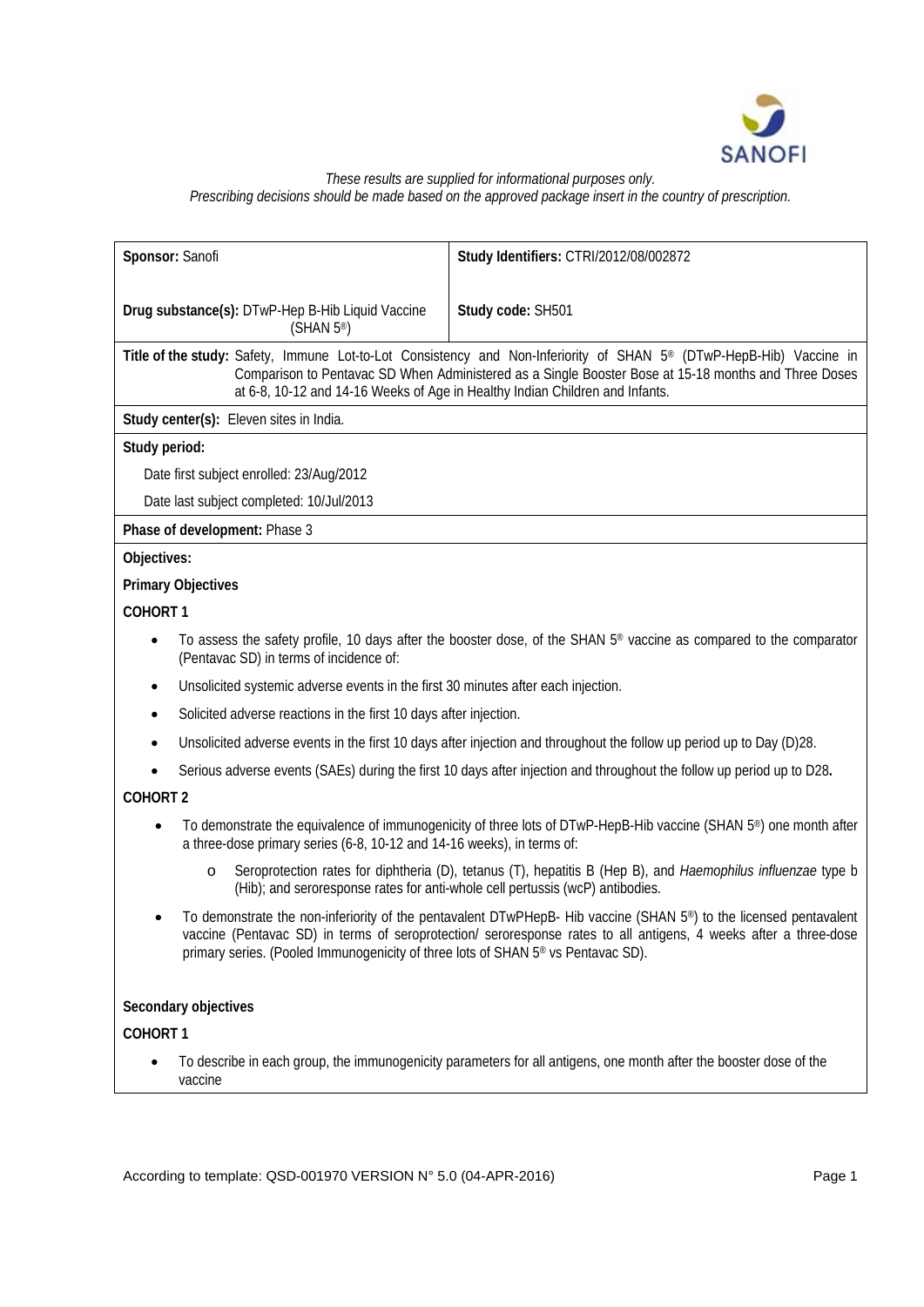*These results are supplied for informational purposes only.*
*Prescribing decisions should be made based on the approved package insert in the country of prescription.*

| **Sponsor:** Sanofi | **Study Identifiers:** CTRI/2012/08/002872 |
|---|---|
| **Drug substance(s):** DTwP-Hep B-Hib Liquid Vaccine (SHAN 5®) | **Study code:** SH501 |

**Title of the study:** Safety, Immune Lot-to-Lot Consistency and Non-Inferiority of SHAN 5® (DTwP-HepB-Hib) Vaccine in Comparison to Pentavac SD When Administered as a Single Booster Bose at 15-18 months and Three Doses at 6-8, 10-12 and 14-16 Weeks of Age in Healthy Indian Children and Infants.

**Study center(s):** Eleven sites in India.

**Study period:**

Date first subject enrolled: 23/Aug/2012

Date last subject completed: 10/Jul/2013

**Phase of development:** Phase 3

**Objectives:**

**Primary Objectives**

**COHORT 1**

- To assess the safety profile, 10 days after the booster dose, of the SHAN 5® vaccine as compared to the comparator (Pentavac SD) in terms of incidence of:
- Unsolicited systemic adverse events in the first 30 minutes after each injection.
- Solicited adverse reactions in the first 10 days after injection.
- Unsolicited adverse events in the first 10 days after injection and throughout the follow up period up to Day (D)28.
- Serious adverse events (SAEs) during the first 10 days after injection and throughout the follow up period up to D28**.**

**COHORT 2**

- To demonstrate the equivalence of immunogenicity of three lots of DTwP-HepB-Hib vaccine (SHAN 5®) one month after a three-dose primary series (6-8, 10-12 and 14-16 weeks), in terms of:
  - Seroprotection rates for diphtheria (D), tetanus (T), hepatitis B (Hep B), and *Haemophilus influenzae* type b (Hib); and seroresponse rates for anti-whole cell pertussis (wcP) antibodies.
- To demonstrate the non-inferiority of the pentavalent DTwPHepB- Hib vaccine (SHAN 5®) to the licensed pentavalent vaccine (Pentavac SD) in terms of seroprotection/ seroresponse rates to all antigens, 4 weeks after a three-dose primary series. (Pooled Immunogenicity of three lots of SHAN 5® vs Pentavac SD).

**Secondary objectives**

**COHORT 1**

- To describe in each group, the immunogenicity parameters for all antigens, one month after the booster dose of the vaccine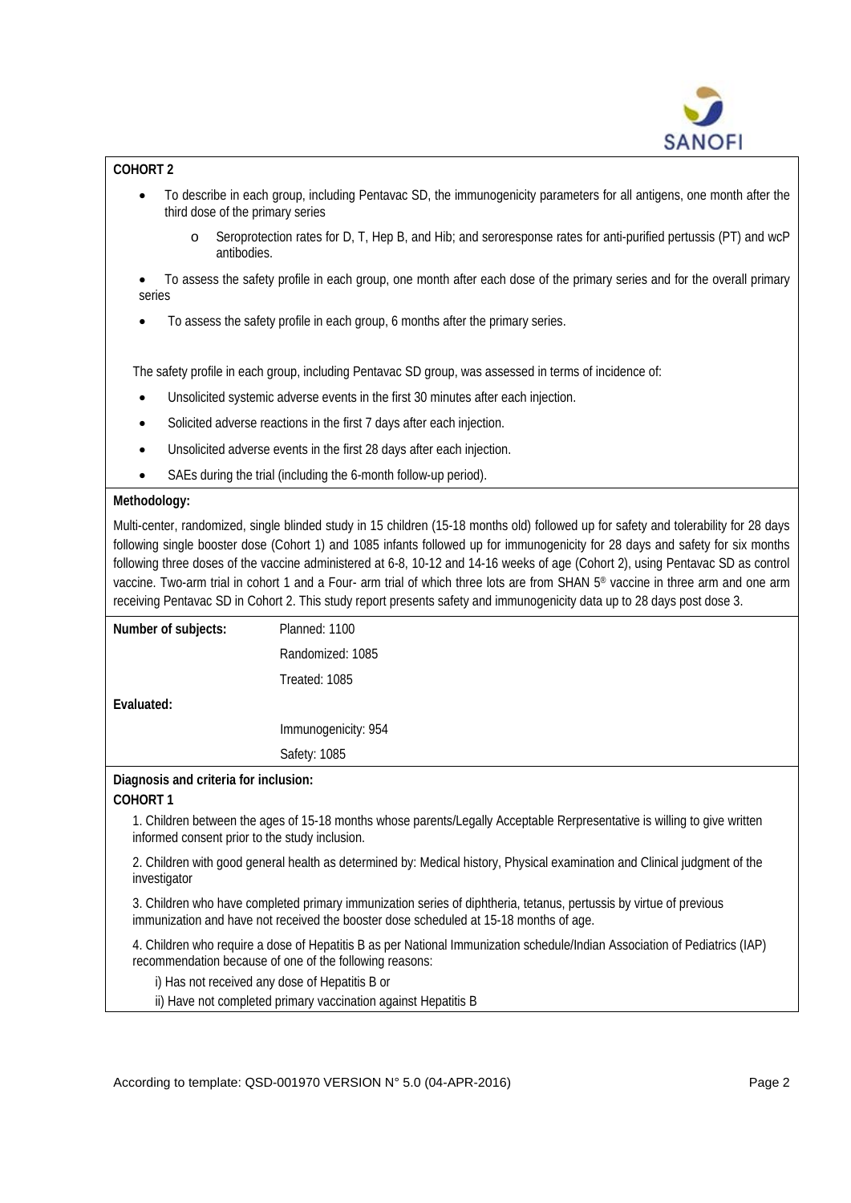**COHORT 2**

- To describe in each group, including Pentavac SD, the immunogenicity parameters for all antigens, one month after the third dose of the primary series
    - Seroprotection rates for D, T, Hep B, and Hib; and seroresponse rates for anti-purified pertussis (PT) and wcP antibodies.
- To assess the safety profile in each group, one month after each dose of the primary series and for the overall primary series
- To assess the safety profile in each group, 6 months after the primary series.

The safety profile in each group, including Pentavac SD group, was assessed in terms of incidence of:

- Unsolicited systemic adverse events in the first 30 minutes after each injection.
- Solicited adverse reactions in the first 7 days after each injection.
- Unsolicited adverse events in the first 28 days after each injection.
- SAEs during the trial (including the 6-month follow-up period).

**Methodology:**

Multi-center, randomized, single blinded study in 15 children (15-18 months old) followed up for safety and tolerability for 28 days following single booster dose (Cohort 1) and 1085 infants followed up for immunogenicity for 28 days and safety for six months following three doses of the vaccine administered at 6-8, 10-12 and 14-16 weeks of age (Cohort 2), using Pentavac SD as control vaccine. Two-arm trial in cohort 1 and a Four- arm trial of which three lots are from SHAN 5® vaccine in three arm and one arm receiving Pentavac SD in Cohort 2. This study report presents safety and immunogenicity data up to 28 days post dose 3.

| **Number of subjects:** | Planned: 1100 |
|---|---|
| | Randomized: 1085 |
| | Treated: 1085 |
| **Evaluated:** | |
| | Immunogenicity: 954 |
| | Safety: 1085 |

**Diagnosis and criteria for inclusion:**

**COHORT 1**

1. Children between the ages of 15-18 months whose parents/Legally Acceptable Rerpresentative is willing to give written informed consent prior to the study inclusion.

2. Children with good general health as determined by: Medical history, Physical examination and Clinical judgment of the investigator

3. Children who have completed primary immunization series of diphtheria, tetanus, pertussis by virtue of previous immunization and have not received the booster dose scheduled at 15-18 months of age.

4. Children who require a dose of Hepatitis B as per National Immunization schedule/Indian Association of Pediatrics (IAP) recommendation because of one of the following reasons:

i) Has not received any dose of Hepatitis B or

ii) Have not completed primary vaccination against Hepatitis B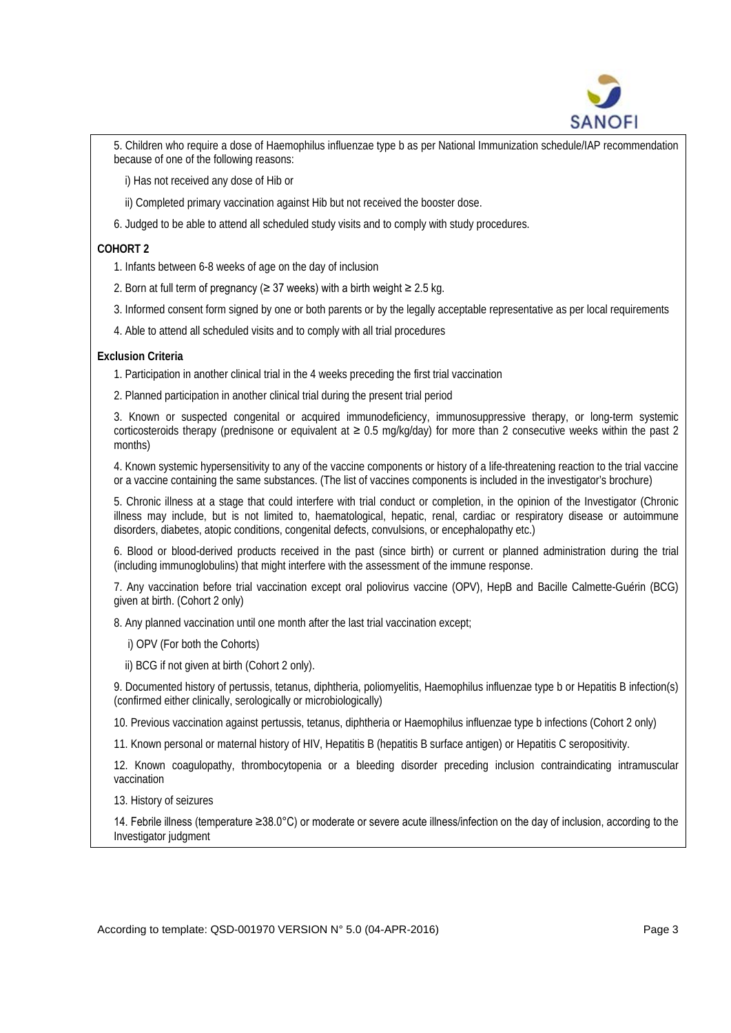5. Children who require a dose of Haemophilus influenzae type b as per National Immunization schedule/IAP recommendation because of one of the following reasons:

   i) Has not received any dose of Hib or

   ii) Completed primary vaccination against Hib but not received the booster dose.

6. Judged to be able to attend all scheduled study visits and to comply with study procedures.

**COHORT 2**

1. Infants between 6-8 weeks of age on the day of inclusion
2. Born at full term of pregnancy (≥ 37 weeks) with a birth weight ≥ 2.5 kg.
3. Informed consent form signed by one or both parents or by the legally acceptable representative as per local requirements
4. Able to attend all scheduled visits and to comply with all trial procedures

**Exclusion Criteria**

1. Participation in another clinical trial in the 4 weeks preceding the first trial vaccination
2. Planned participation in another clinical trial during the present trial period
3. Known or suspected congenital or acquired immunodeficiency, immunosuppressive therapy, or long-term systemic corticosteroids therapy (prednisone or equivalent at ≥ 0.5 mg/kg/day) for more than 2 consecutive weeks within the past 2 months)
4. Known systemic hypersensitivity to any of the vaccine components or history of a life-threatening reaction to the trial vaccine or a vaccine containing the same substances. (The list of vaccines components is included in the investigator's brochure)
5. Chronic illness at a stage that could interfere with trial conduct or completion, in the opinion of the Investigator (Chronic illness may include, but is not limited to, haematological, hepatic, renal, cardiac or respiratory disease or autoimmune disorders, diabetes, atopic conditions, congenital defects, convulsions, or encephalopathy etc.)
6. Blood or blood-derived products received in the past (since birth) or current or planned administration during the trial (including immunoglobulins) that might interfere with the assessment of the immune response.
7. Any vaccination before trial vaccination except oral poliovirus vaccine (OPV), HepB and Bacille Calmette-Guérin (BCG) given at birth. (Cohort 2 only)
8. Any planned vaccination until one month after the last trial vaccination except;

   i) OPV (For both the Cohorts)

   ii) BCG if not given at birth (Cohort 2 only).

9. Documented history of pertussis, tetanus, diphtheria, poliomyelitis, Haemophilus influenzae type b or Hepatitis B infection(s) (confirmed either clinically, serologically or microbiologically)
10. Previous vaccination against pertussis, tetanus, diphtheria or Haemophilus influenzae type b infections (Cohort 2 only)
11. Known personal or maternal history of HIV, Hepatitis B (hepatitis B surface antigen) or Hepatitis C seropositivity.
12. Known coagulopathy, thrombocytopenia or a bleeding disorder preceding inclusion contraindicating intramuscular vaccination
13. History of seizures
14. Febrile illness (temperature ≥38.0°C) or moderate or severe acute illness/infection on the day of inclusion, according to the Investigator judgment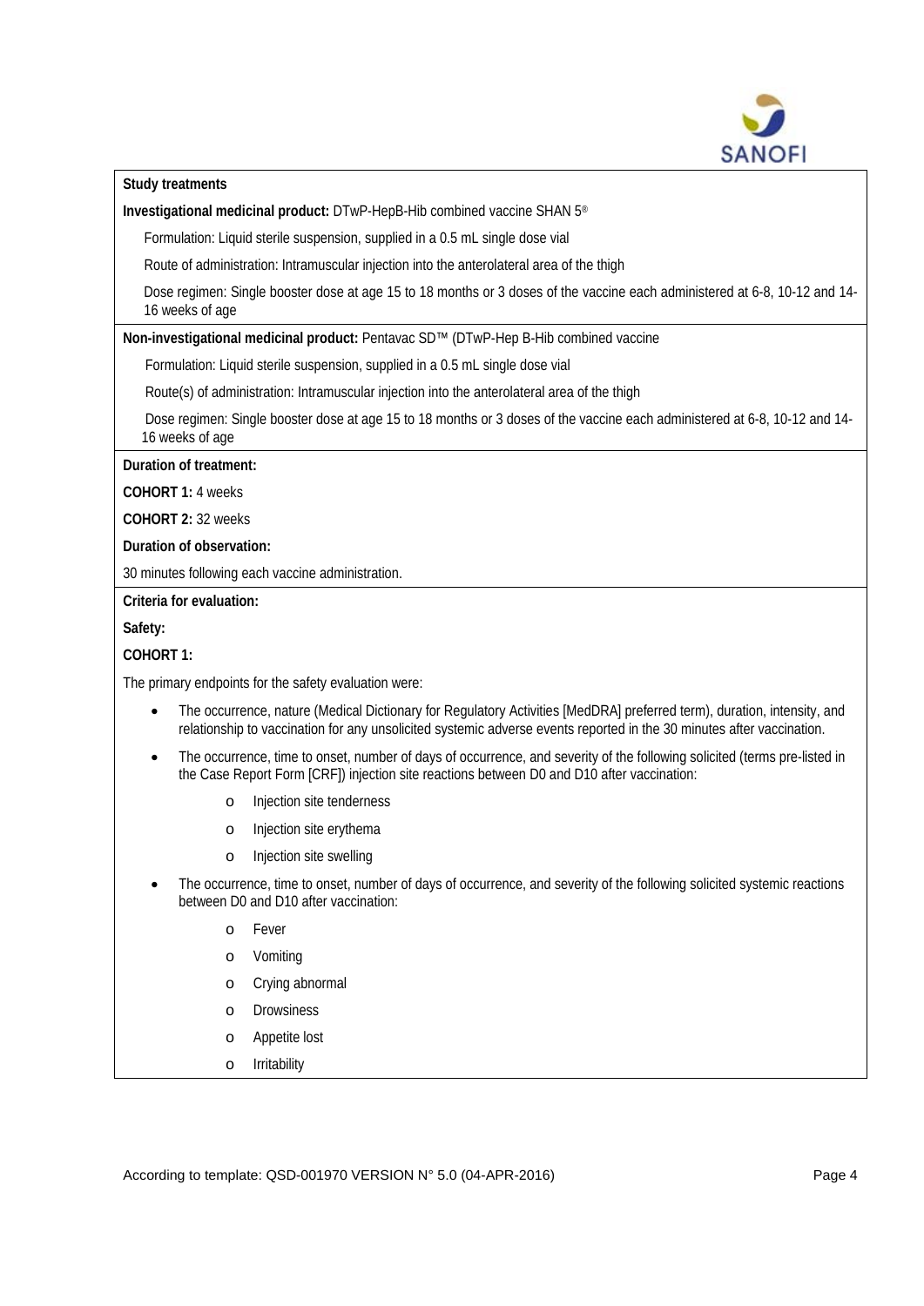**Study treatments**

**Investigational medicinal product:** DTwP-HepB-Hib combined vaccine SHAN 5®

Formulation: Liquid sterile suspension, supplied in a 0.5 mL single dose vial

Route of administration: Intramuscular injection into the anterolateral area of the thigh

Dose regimen: Single booster dose at age 15 to 18 months or 3 doses of the vaccine each administered at 6-8, 10-12 and 14-16 weeks of age

**Non-investigational medicinal product:** Pentavac SD™ (DTwP-Hep B-Hib combined vaccine

Formulation: Liquid sterile suspension, supplied in a 0.5 mL single dose vial

Route(s) of administration: Intramuscular injection into the anterolateral area of the thigh

Dose regimen: Single booster dose at age 15 to 18 months or 3 doses of the vaccine each administered at 6-8, 10-12 and 14-16 weeks of age

**Duration of treatment:**

**COHORT 1:** 4 weeks

**COHORT 2:** 32 weeks

**Duration of observation:**

30 minutes following each vaccine administration.

**Criteria for evaluation:**

**Safety:**

**COHORT 1:**

The primary endpoints for the safety evaluation were:

- The occurrence, nature (Medical Dictionary for Regulatory Activities [MedDRA] preferred term), duration, intensity, and relationship to vaccination for any unsolicited systemic adverse events reported in the 30 minutes after vaccination.
- The occurrence, time to onset, number of days of occurrence, and severity of the following solicited (terms pre-listed in the Case Report Form [CRF]) injection site reactions between D0 and D10 after vaccination:
  - Injection site tenderness
  - Injection site erythema
  - Injection site swelling
- The occurrence, time to onset, number of days of occurrence, and severity of the following solicited systemic reactions between D0 and D10 after vaccination:
  - Fever
  - Vomiting
  - Crying abnormal
  - Drowsiness
  - Appetite lost
  - Irritability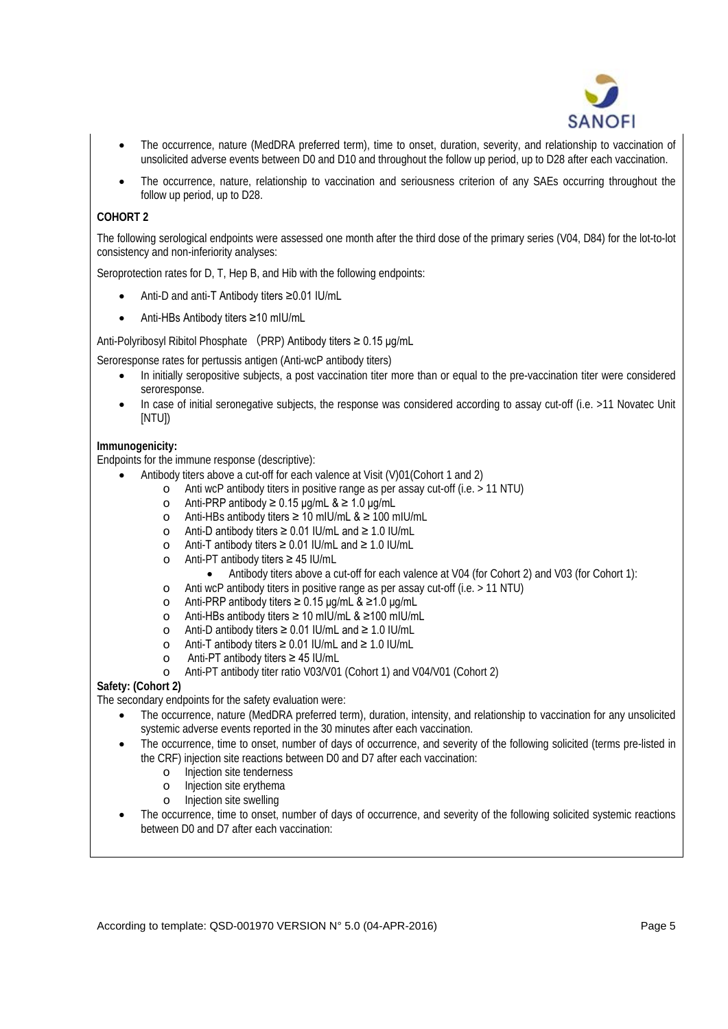- The occurrence, nature (MedDRA preferred term), time to onset, duration, severity, and relationship to vaccination of unsolicited adverse events between D0 and D10 and throughout the follow up period, up to D28 after each vaccination.
- The occurrence, nature, relationship to vaccination and seriousness criterion of any SAEs occurring throughout the follow up period, up to D28.

**COHORT 2**

The following serological endpoints were assessed one month after the third dose of the primary series (V04, D84) for the lot-to-lot consistency and non-inferiority analyses:

Seroprotection rates for D, T, Hep B, and Hib with the following endpoints:

- Anti-D and anti-T Antibody titers ≥0.01 IU/mL
- Anti-HBs Antibody titers ≥10 mIU/mL

Anti-Polyribosyl Ribitol Phosphate （PRP) Antibody titers ≥ 0.15 µg/mL

Seroresponse rates for pertussis antigen (Anti-wcP antibody titers)

- In initially seropositive subjects, a post vaccination titer more than or equal to the pre-vaccination titer were considered seroresponse.
- In case of initial seronegative subjects, the response was considered according to assay cut-off (i.e. >11 Novatec Unit [NTU])

**Immunogenicity:**

Endpoints for the immune response (descriptive):

- Antibody titers above a cut-off for each valence at Visit (V)01(Cohort 1 and 2)
    - Anti wcP antibody titers in positive range as per assay cut-off (i.e. > 11 NTU)
    - Anti-PRP antibody ≥ 0.15 µg/mL & ≥ 1.0 µg/mL
    - Anti-HBs antibody titers ≥ 10 mIU/mL & ≥ 100 mIU/mL
    - Anti-D antibody titers ≥ 0.01 IU/mL and ≥ 1.0 IU/mL
    - Anti-T antibody titers ≥ 0.01 IU/mL and ≥ 1.0 IU/mL
    - Anti-PT antibody titers ≥ 45 IU/mL
        - Antibody titers above a cut-off for each valence at V04 (for Cohort 2) and V03 (for Cohort 1):
    - Anti wcP antibody titers in positive range as per assay cut-off (i.e. > 11 NTU)
    - Anti-PRP antibody titers ≥ 0.15 µg/mL & ≥1.0 µg/mL
    - Anti-HBs antibody titers ≥ 10 mIU/mL & ≥100 mIU/mL
    - Anti-D antibody titers ≥ 0.01 IU/mL and ≥ 1.0 IU/mL
    - Anti-T antibody titers ≥ 0.01 IU/mL and ≥ 1.0 IU/mL
    - Anti-PT antibody titers ≥ 45 IU/mL
    - Anti-PT antibody titer ratio V03/V01 (Cohort 1) and V04/V01 (Cohort 2)

**Safety: (Cohort 2)**

The secondary endpoints for the safety evaluation were:

- The occurrence, nature (MedDRA preferred term), duration, intensity, and relationship to vaccination for any unsolicited systemic adverse events reported in the 30 minutes after each vaccination.
- The occurrence, time to onset, number of days of occurrence, and severity of the following solicited (terms pre-listed in the CRF) injection site reactions between D0 and D7 after each vaccination:
    - Injection site tenderness
    - Injection site erythema
    - Injection site swelling
- The occurrence, time to onset, number of days of occurrence, and severity of the following solicited systemic reactions between D0 and D7 after each vaccination: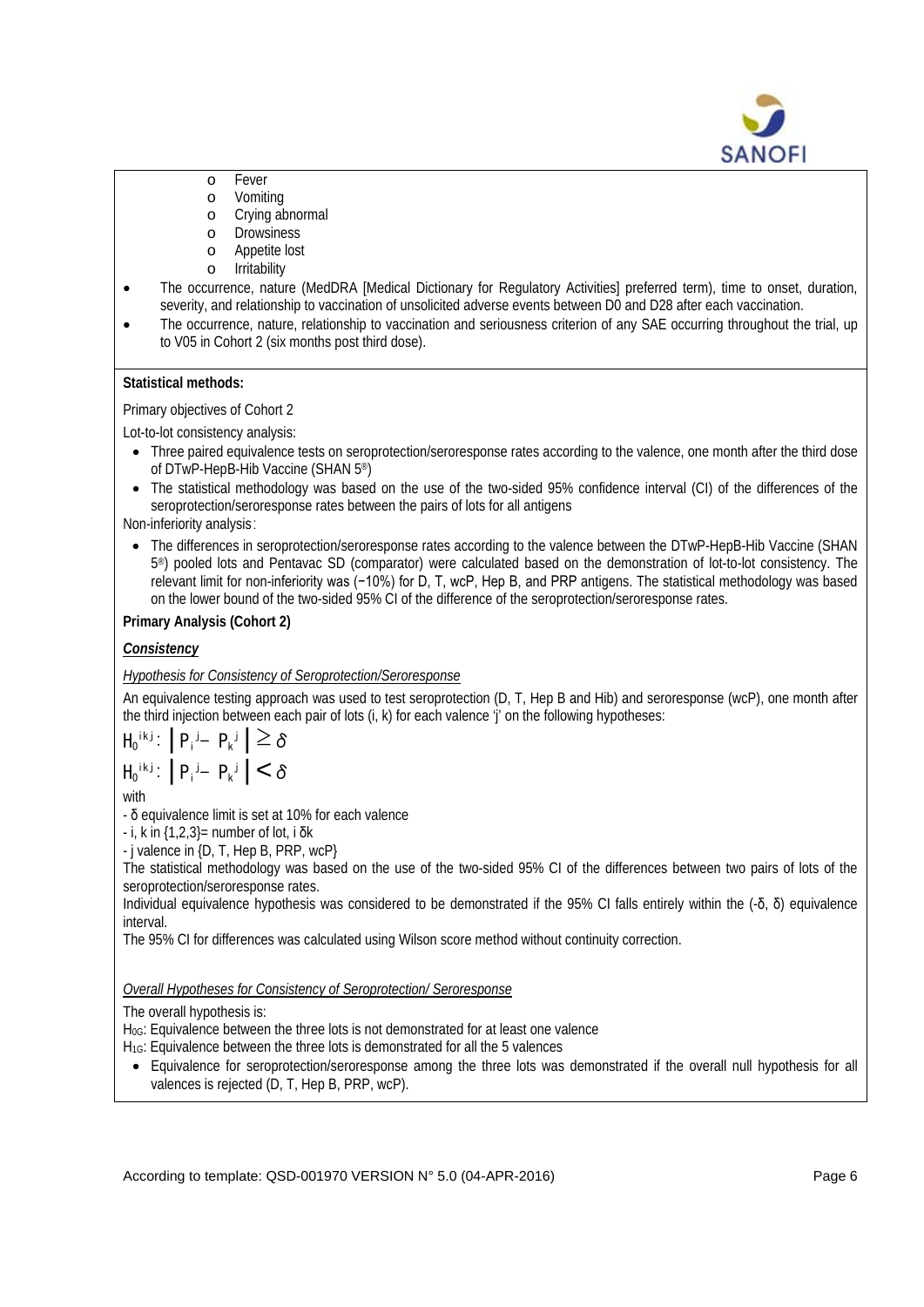- Fever
- Vomiting
- Crying abnormal
- Drowsiness
- Appetite lost
- Irritability

- The occurrence, nature (MedDRA [Medical Dictionary for Regulatory Activities] preferred term), time to onset, duration, severity, and relationship to vaccination of unsolicited adverse events between D0 and D28 after each vaccination.
- The occurrence, nature, relationship to vaccination and seriousness criterion of any SAE occurring throughout the trial, up to V05 in Cohort 2 (six months post third dose).

**Statistical methods:**

Primary objectives of Cohort 2

Lot-to-lot consistency analysis:

- Three paired equivalence tests on seroprotection/seroresponse rates according to the valence, one month after the third dose of DTwP-HepB-Hib Vaccine (SHAN 5®)
- The statistical methodology was based on the use of the two-sided 95% confidence interval (CI) of the differences of the seroprotection/seroresponse rates between the pairs of lots for all antigens

Non-inferiority analysis:

- The differences in seroprotection/seroresponse rates according to the valence between the DTwP-HepB-Hib Vaccine (SHAN 5®) pooled lots and Pentavac SD (comparator) were calculated based on the demonstration of lot-to-lot consistency. The relevant limit for non-inferiority was (−10%) for D, T, wcP, Hep B, and PRP antigens. The statistical methodology was based on the lower bound of the two-sided 95% CI of the difference of the seroprotection/seroresponse rates.

**Primary Analysis (Cohort 2)**

***Consistency***

*Hypothesis for Consistency of Seroprotection/Seroresponse*

An equivalence testing approach was used to test seroprotection (D, T, Hep B and Hib) and seroresponse (wcP), one month after the third injection between each pair of lots (i, k) for each valence 'j' on the following hypotheses:

$$H_0^{ikj}: \left| P_i^{\,j} - P_k^{\,j} \right| \geq \delta$$

$$H_0^{ikj}: \left| P_i^{\,j} - P_k^{\,j} \right| < \delta$$

with

- δ equivalence limit is set at 10% for each valence
- i, k in {1,2,3}= number of lot, i δk
- j valence in {D, T, Hep B, PRP, wcP}

The statistical methodology was based on the use of the two-sided 95% CI of the differences between two pairs of lots of the seroprotection/seroresponse rates.

Individual equivalence hypothesis was considered to be demonstrated if the 95% CI falls entirely within the (-δ, δ) equivalence interval.

The 95% CI for differences was calculated using Wilson score method without continuity correction.

*Overall Hypotheses for Consistency of Seroprotection/ Seroresponse*

The overall hypothesis is:

$H_{0G}$: Equivalence between the three lots is not demonstrated for at least one valence

$H_{1G}$: Equivalence between the three lots is demonstrated for all the 5 valences

- Equivalence for seroprotection/seroresponse among the three lots was demonstrated if the overall null hypothesis for all valences is rejected (D, T, Hep B, PRP, wcP).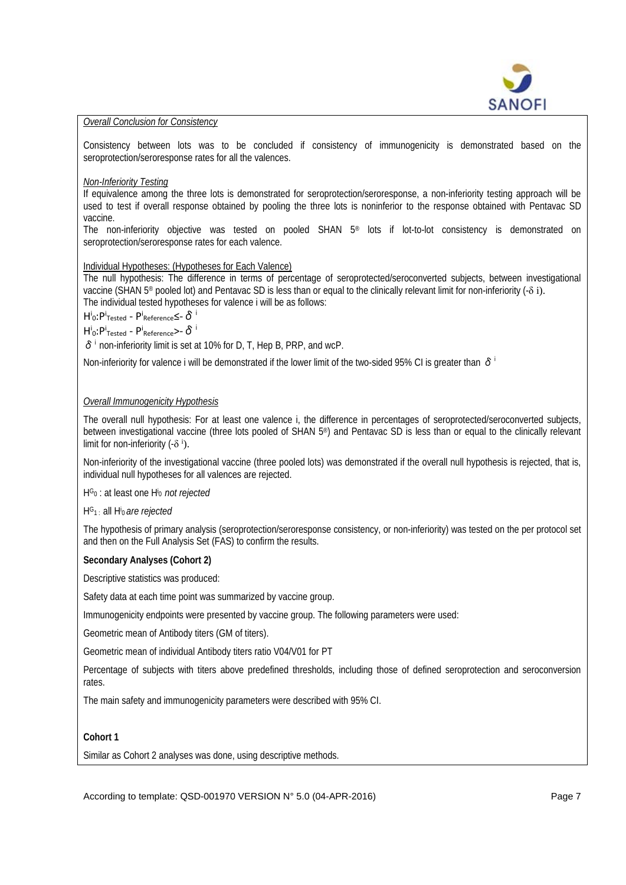*Overall Conclusion for Consistency*

Consistency between lots was to be concluded if consistency of immunogenicity is demonstrated based on the seroprotection/seroresponse rates for all the valences.

*Non-Inferiority Testing*

If equivalence among the three lots is demonstrated for seroprotection/seroresponse, a non-inferiority testing approach will be used to test if overall response obtained by pooling the three lots is noninferior to the response obtained with Pentavac SD vaccine.

The non-inferiority objective was tested on pooled SHAN 5® lots if lot-to-lot consistency is demonstrated on seroprotection/seroresponse rates for each valence.

Individual Hypotheses: (Hypotheses for Each Valence)

The null hypothesis: The difference in terms of percentage of seroprotected/seroconverted subjects, between investigational vaccine (SHAN 5® pooled lot) and Pentavac SD is less than or equal to the clinically relevant limit for non-inferiority ($-\delta i$).

The individual tested hypotheses for valence i will be as follows:

$H^i_0$:$P^i_{Tested} - P^i_{Reference} \leq -\delta^i$

$H^i_0$:$P^i_{Tested} - P^i_{Reference} > -\delta^i$

$\delta^i$ non-inferiority limit is set at 10% for D, T, Hep B, PRP, and wcP.

Non-inferiority for valence i will be demonstrated if the lower limit of the two-sided 95% CI is greater than $\delta^i$

*Overall Immunogenicity Hypothesis*

The overall null hypothesis: For at least one valence i, the difference in percentages of seroprotected/seroconverted subjects, between investigational vaccine (three lots pooled of SHAN 5®) and Pentavac SD is less than or equal to the clinically relevant limit for non-inferiority ($-\delta^i$).

Non-inferiority of the investigational vaccine (three pooled lots) was demonstrated if the overall null hypothesis is rejected, that is, individual null hypotheses for all valences are rejected.

$H^G_0$ : at least one $H^i_0$ *not rejected*

$H^G_1$ : all $H^i_0$ *are rejected*

The hypothesis of primary analysis (seroprotection/seroresponse consistency, or non-inferiority) was tested on the per protocol set and then on the Full Analysis Set (FAS) to confirm the results.

**Secondary Analyses (Cohort 2)**

Descriptive statistics was produced:

Safety data at each time point was summarized by vaccine group.

Immunogenicity endpoints were presented by vaccine group. The following parameters were used:

Geometric mean of Antibody titers (GM of titers).

Geometric mean of individual Antibody titers ratio V04/V01 for PT

Percentage of subjects with titers above predefined thresholds, including those of defined seroprotection and seroconversion rates.

The main safety and immunogenicity parameters were described with 95% CI.

**Cohort 1**

Similar as Cohort 2 analyses was done, using descriptive methods.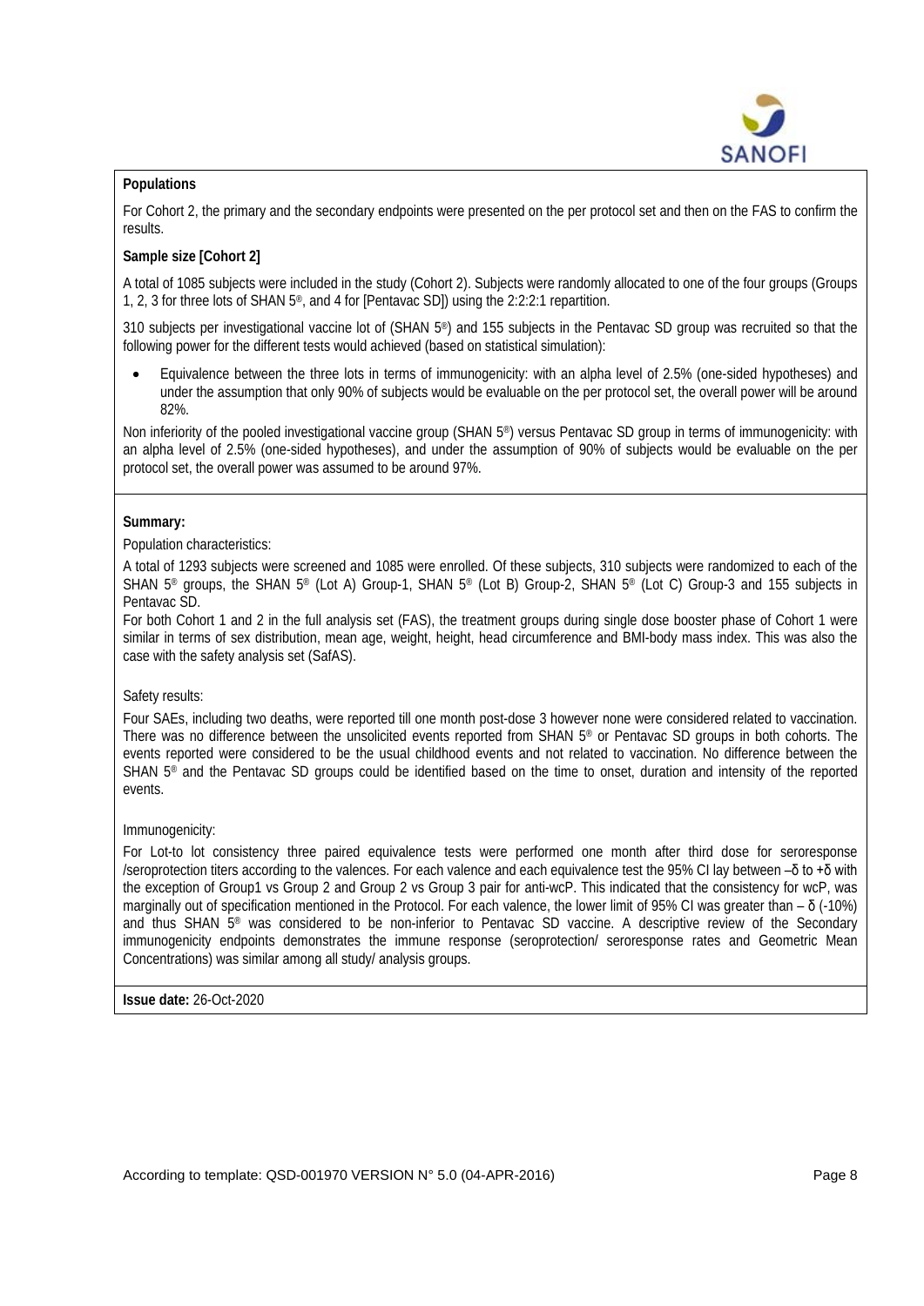**Populations**

For Cohort 2, the primary and the secondary endpoints were presented on the per protocol set and then on the FAS to confirm the results.

**Sample size [Cohort 2]**

A total of 1085 subjects were included in the study (Cohort 2). Subjects were randomly allocated to one of the four groups (Groups 1, 2, 3 for three lots of SHAN 5®, and 4 for [Pentavac SD]) using the 2:2:2:1 repartition.

310 subjects per investigational vaccine lot of (SHAN 5®) and 155 subjects in the Pentavac SD group was recruited so that the following power for the different tests would achieved (based on statistical simulation):

- Equivalence between the three lots in terms of immunogenicity: with an alpha level of 2.5% (one-sided hypotheses) and under the assumption that only 90% of subjects would be evaluable on the per protocol set, the overall power will be around 82%.

Non inferiority of the pooled investigational vaccine group (SHAN 5®) versus Pentavac SD group in terms of immunogenicity: with an alpha level of 2.5% (one-sided hypotheses), and under the assumption of 90% of subjects would be evaluable on the per protocol set, the overall power was assumed to be around 97%.

**Summary:**

Population characteristics:

A total of 1293 subjects were screened and 1085 were enrolled. Of these subjects, 310 subjects were randomized to each of the SHAN 5® groups, the SHAN 5® (Lot A) Group-1, SHAN 5® (Lot B) Group-2, SHAN 5® (Lot C) Group-3 and 155 subjects in Pentavac SD.

For both Cohort 1 and 2 in the full analysis set (FAS), the treatment groups during single dose booster phase of Cohort 1 were similar in terms of sex distribution, mean age, weight, height, head circumference and BMI-body mass index. This was also the case with the safety analysis set (SafAS).

Safety results:

Four SAEs, including two deaths, were reported till one month post-dose 3 however none were considered related to vaccination. There was no difference between the unsolicited events reported from SHAN 5® or Pentavac SD groups in both cohorts. The events reported were considered to be the usual childhood events and not related to vaccination. No difference between the SHAN 5® and the Pentavac SD groups could be identified based on the time to onset, duration and intensity of the reported events.

Immunogenicity:

For Lot-to lot consistency three paired equivalence tests were performed one month after third dose for seroresponse /seroprotection titers according to the valences. For each valence and each equivalence test the 95% CI lay between $-\delta$ to $+\delta$ with the exception of Group1 vs Group 2 and Group 2 vs Group 3 pair for anti-wcP. This indicated that the consistency for wcP, was marginally out of specification mentioned in the Protocol. For each valence, the lower limit of 95% CI was greater than $-\delta$ (-10%) and thus SHAN 5® was considered to be non-inferior to Pentavac SD vaccine. A descriptive review of the Secondary immunogenicity endpoints demonstrates the immune response (seroprotection/ seroresponse rates and Geometric Mean Concentrations) was similar among all study/ analysis groups.

**Issue date:** 26-Oct-2020